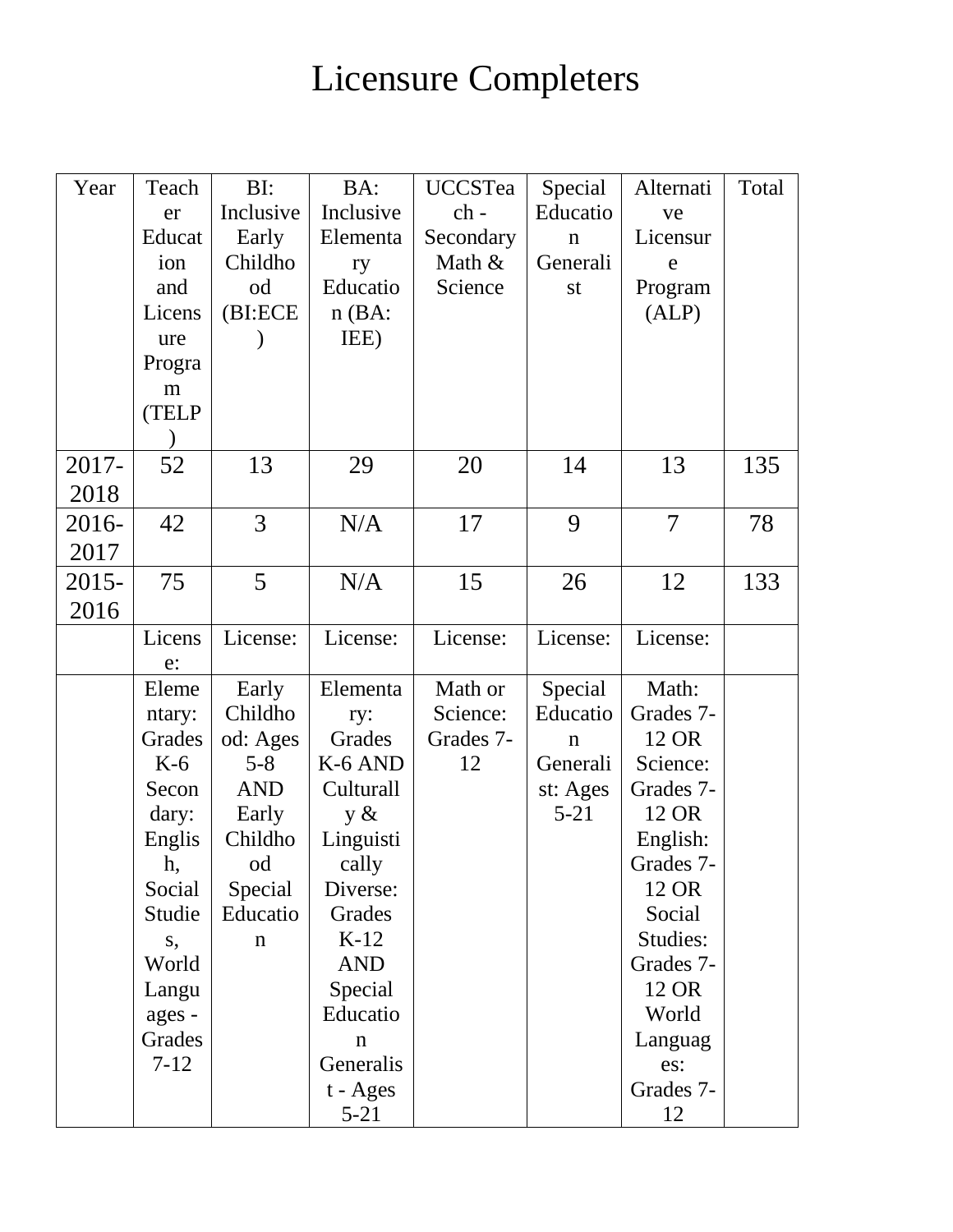# Licensure Completers

| Year | Teacher Education and Licensure Program (TELP) | BI: Inclusive Early Childhood (BI:ECE) | BA: Inclusive Elementary Education (BA: IEE) | UCCSTeach - Secondary Math & Science | Special Education Generalist | Alternative Licensure Program (ALP) | Total |
|---|---|---|---|---|---|---|---|
| 2017-2018 | 52 | 13 | 29 | 20 | 14 | 13 | 135 |
| 2016-2017 | 42 | 3 | N/A | 17 | 9 | 7 | 78 |
| 2015-2016 | 75 | 5 | N/A | 15 | 26 | 12 | 133 |
| | License: | License: | License: | License: | License: | License: | |
| | Elementary: Grades K-6 Secondary: English, Social Studies, World Languages - Grades 7-12 | Early Childhood: Ages 5-8 AND Early Childhood Special Education | Elementary: Grades K-6 AND Culturally & Linguistically Diverse: Grades K-12 AND Special Education Generalist - Ages 5-21 | Math or Science: Grades 7-12 | Special Education Generalist: Ages 5-21 | Math: Grades 7-12 OR Science: Grades 7-12 OR English: Grades 7-12 OR Social Studies: Grades 7-12 OR World Languages: Grades 7-12 | |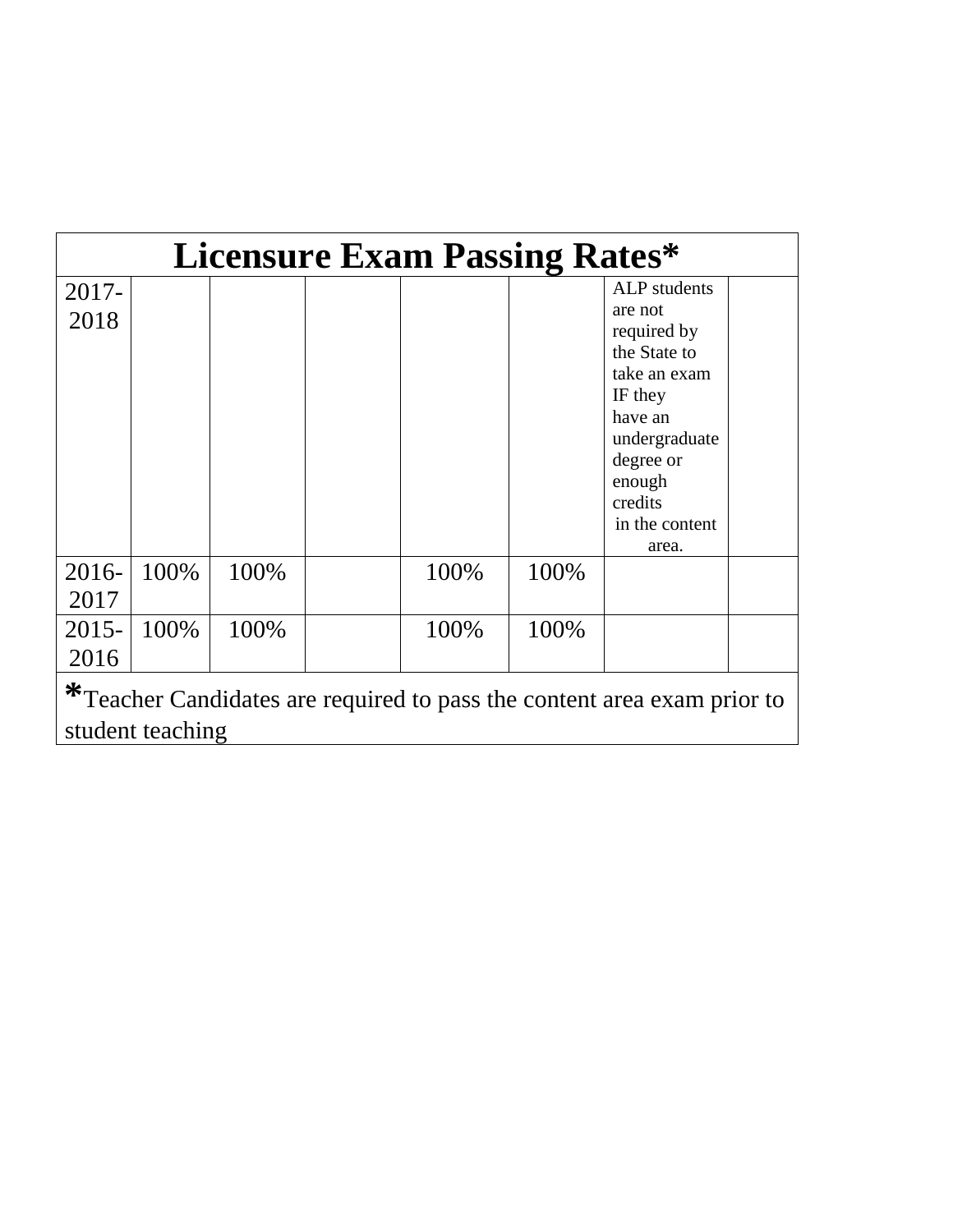| Licensure Exam Passing Rates* | | | | | | | |
|---|---|---|---|---|---|---|---|
| 2017-2018 | | | | | | ALP students are not required by the State to take an exam IF they have an undergraduate degree or enough credits in the content area. | |
| 2016-2017 | 100% | 100% | | 100% | 100% | | |
| 2015-2016 | 100% | 100% | | 100% | 100% | | |

*Teacher Candidates are required to pass the content area exam prior to student teaching